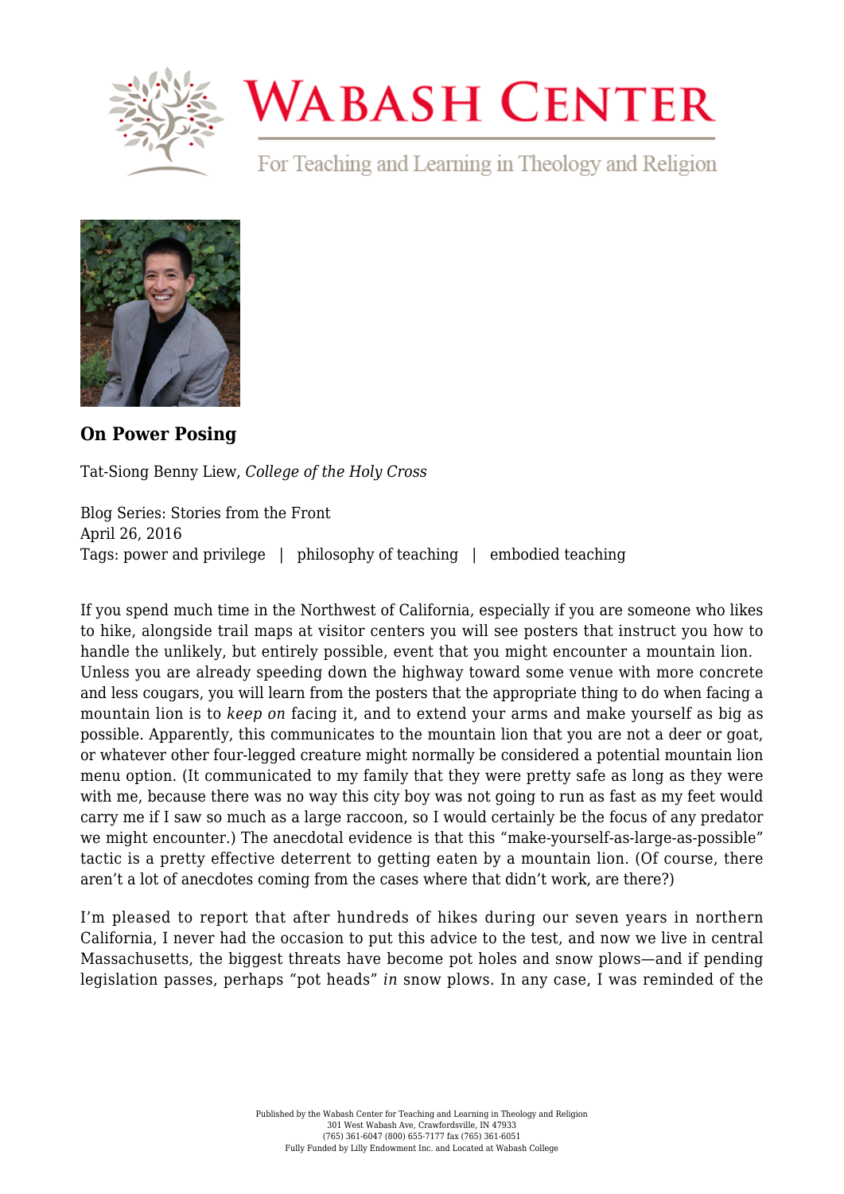# Wabash Center

For Teaching and Learning in Theology and Religion

## On Power Posing

Tat-Siong Benny Liew, *College of the Holy Cross*

Blog Series: Stories from the Front
April 26, 2016
Tags: power and privilege | philosophy of teaching | embodied teaching

If you spend much time in the Northwest of California, especially if you are someone who likes to hike, alongside trail maps at visitor centers you will see posters that instruct you how to handle the unlikely, but entirely possible, event that you might encounter a mountain lion. Unless you are already speeding down the highway toward some venue with more concrete and less cougars, you will learn from the posters that the appropriate thing to do when facing a mountain lion is to *keep on* facing it, and to extend your arms and make yourself as big as possible. Apparently, this communicates to the mountain lion that you are not a deer or goat, or whatever other four-legged creature might normally be considered a potential mountain lion menu option. (It communicated to my family that they were pretty safe as long as they were with me, because there was no way this city boy was not going to run as fast as my feet would carry me if I saw so much as a large raccoon, so I would certainly be the focus of any predator we might encounter.) The anecdotal evidence is that this "make-yourself-as-large-as-possible" tactic is a pretty effective deterrent to getting eaten by a mountain lion. (Of course, there aren't a lot of anecdotes coming from the cases where that didn't work, are there?)

I'm pleased to report that after hundreds of hikes during our seven years in northern California, I never had the occasion to put this advice to the test, and now we live in central Massachusetts, the biggest threats have become pot holes and snow plows—and if pending legislation passes, perhaps "pot heads" *in* snow plows. In any case, I was reminded of the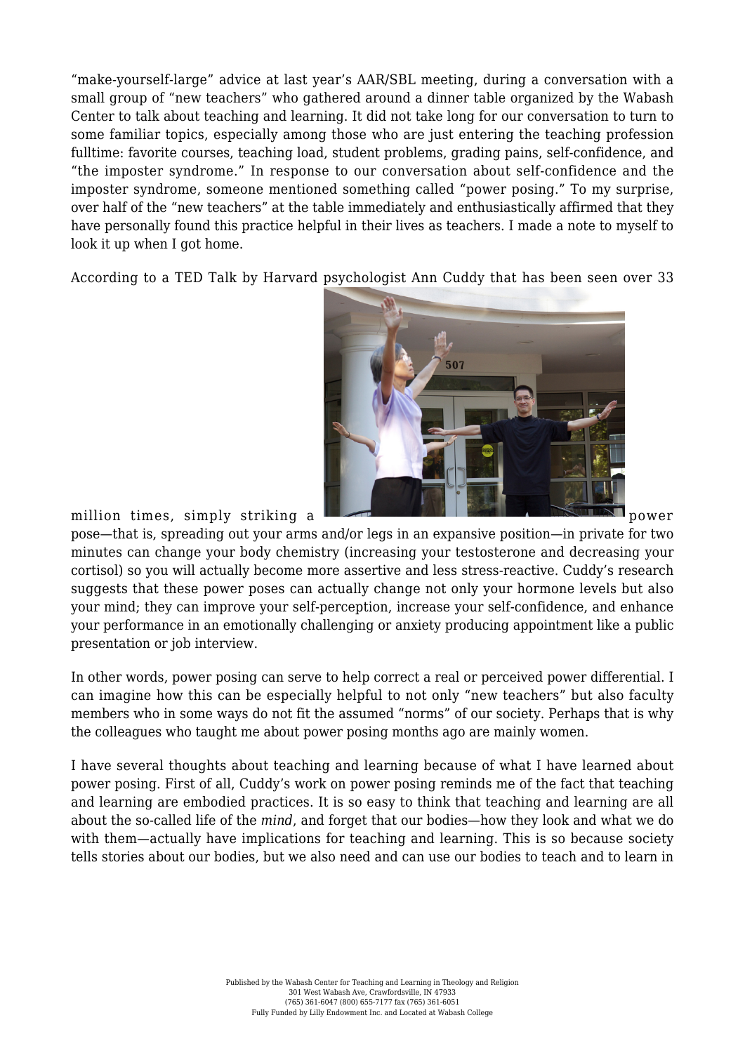"make-yourself-large" advice at last year's AAR/SBL meeting, during a conversation with a small group of "new teachers" who gathered around a dinner table organized by the Wabash Center to talk about teaching and learning. It did not take long for our conversation to turn to some familiar topics, especially among those who are just entering the teaching profession fulltime: favorite courses, teaching load, student problems, grading pains, self-confidence, and "the imposter syndrome." In response to our conversation about self-confidence and the imposter syndrome, someone mentioned something called "power posing." To my surprise, over half of the "new teachers" at the table immediately and enthusiastically affirmed that they have personally found this practice helpful in their lives as teachers. I made a note to myself to look it up when I got home.

According to a TED Talk by Harvard psychologist Ann Cuddy that has been seen over 33 million times, simply striking a power pose—that is, spreading out your arms and/or legs in an expansive position—in private for two minutes can change your body chemistry (increasing your testosterone and decreasing your cortisol) so you will actually become more assertive and less stress-reactive. Cuddy's research suggests that these power poses can actually change not only your hormone levels but also your mind; they can improve your self-perception, increase your self-confidence, and enhance your performance in an emotionally challenging or anxiety producing appointment like a public presentation or job interview.

In other words, power posing can serve to help correct a real or perceived power differential. I can imagine how this can be especially helpful to not only "new teachers" but also faculty members who in some ways do not fit the assumed "norms" of our society. Perhaps that is why the colleagues who taught me about power posing months ago are mainly women.

I have several thoughts about teaching and learning because of what I have learned about power posing. First of all, Cuddy's work on power posing reminds me of the fact that teaching and learning are embodied practices. It is so easy to think that teaching and learning are all about the so-called life of the *mind*, and forget that our bodies—how they look and what we do with them—actually have implications for teaching and learning. This is so because society tells stories about our bodies, but we also need and can use our bodies to teach and to learn in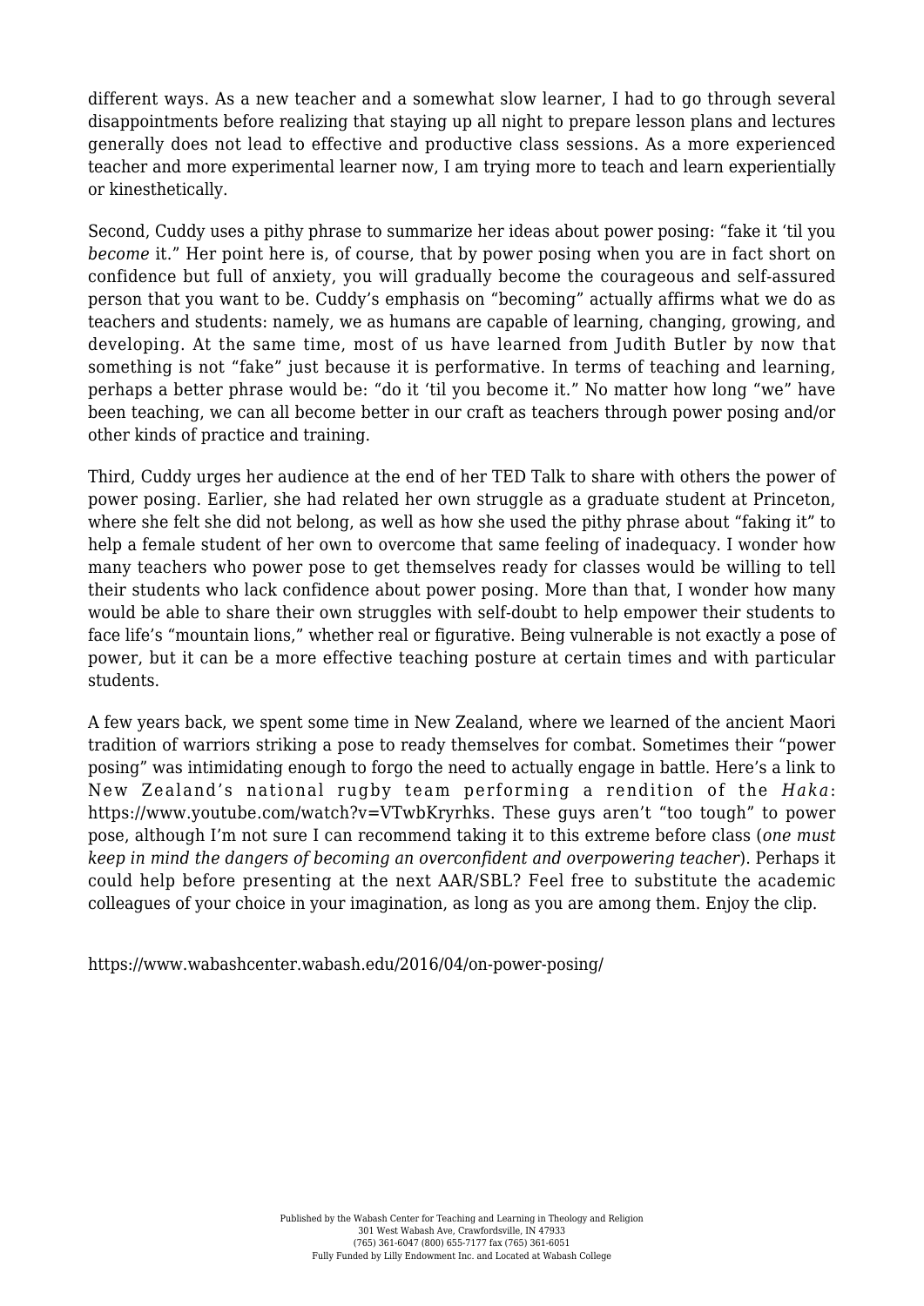different ways. As a new teacher and a somewhat slow learner, I had to go through several disappointments before realizing that staying up all night to prepare lesson plans and lectures generally does not lead to effective and productive class sessions. As a more experienced teacher and more experimental learner now, I am trying more to teach and learn experientially or kinesthetically.

Second, Cuddy uses a pithy phrase to summarize her ideas about power posing: "fake it 'til you *become* it." Her point here is, of course, that by power posing when you are in fact short on confidence but full of anxiety, you will gradually become the courageous and self-assured person that you want to be. Cuddy's emphasis on "becoming" actually affirms what we do as teachers and students: namely, we as humans are capable of learning, changing, growing, and developing. At the same time, most of us have learned from Judith Butler by now that something is not "fake" just because it is performative. In terms of teaching and learning, perhaps a better phrase would be: "do it 'til you become it." No matter how long "we" have been teaching, we can all become better in our craft as teachers through power posing and/or other kinds of practice and training.

Third, Cuddy urges her audience at the end of her TED Talk to share with others the power of power posing. Earlier, she had related her own struggle as a graduate student at Princeton, where she felt she did not belong, as well as how she used the pithy phrase about "faking it" to help a female student of her own to overcome that same feeling of inadequacy. I wonder how many teachers who power pose to get themselves ready for classes would be willing to tell their students who lack confidence about power posing. More than that, I wonder how many would be able to share their own struggles with self-doubt to help empower their students to face life's "mountain lions," whether real or figurative. Being vulnerable is not exactly a pose of power, but it can be a more effective teaching posture at certain times and with particular students.

A few years back, we spent some time in New Zealand, where we learned of the ancient Maori tradition of warriors striking a pose to ready themselves for combat. Sometimes their "power posing" was intimidating enough to forgo the need to actually engage in battle. Here's a link to New Zealand's national rugby team performing a rendition of the *Haka*: https://www.youtube.com/watch?v=VTwbKryrhks. These guys aren't "too tough" to power pose, although I'm not sure I can recommend taking it to this extreme before class (*one must keep in mind the dangers of becoming an overconfident and overpowering teacher*). Perhaps it could help before presenting at the next AAR/SBL? Feel free to substitute the academic colleagues of your choice in your imagination, as long as you are among them. Enjoy the clip.

https://www.wabashcenter.wabash.edu/2016/04/on-power-posing/